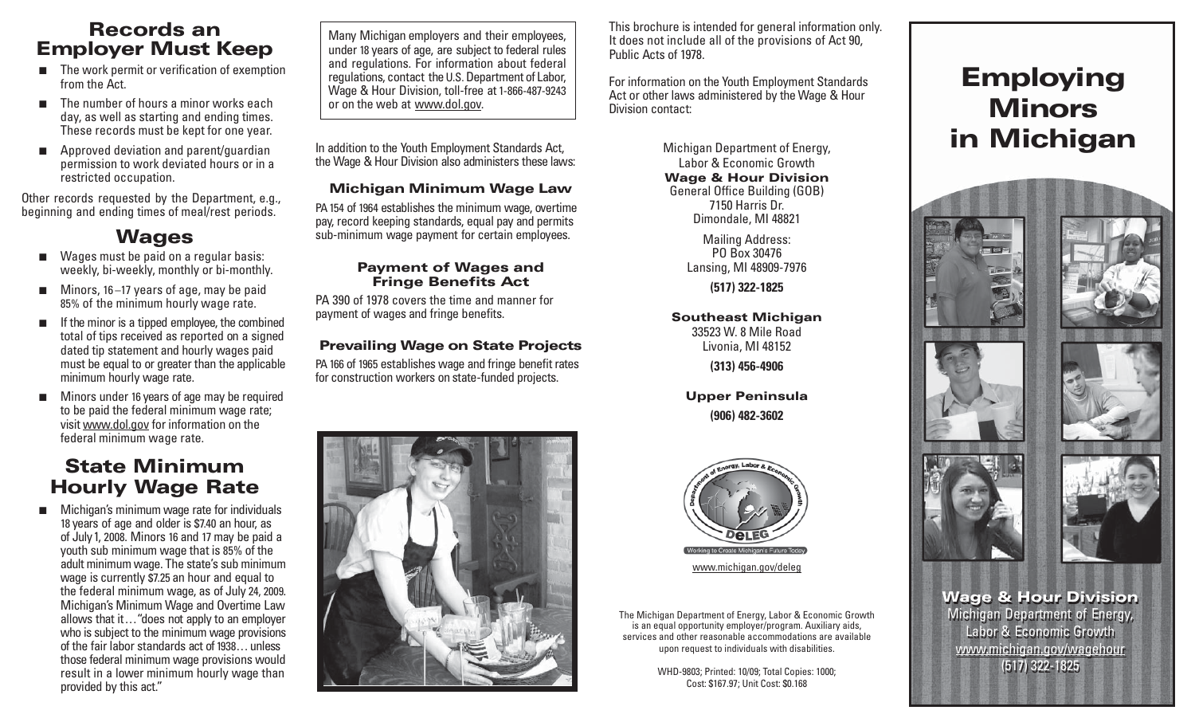## Records an Employer Must Keep

- The work permit or verification of exemption from the Act.
- The number of hours a minor works each day, as well as starting and ending times. These records must be kept for one year.
- Approved deviation and parent/guardian permission to work deviated hours or in a restricted occupation.

Other records requested by the Department, e.g., beginning and ending times of meal/rest periods.

## Wages

- Wages must be paid on a regular basis: weekly, bi-weekly, monthly or bi-monthly.
- Minors, 16–17 years of age, may be paid 85% of the minimum hourly wage rate.
- If the minor is a tipped employee, the combined total of tips received as reported on a signed dated tip statement and hourly wages paid must be equal to or greater than the applicable minimum hourly wage rate.
- Minors under 16 years of age may be required to be paid the federal minimum wage rate; visit www.dol.gov for information on the federal minimum wage rate.

## State Minimum Hourly Wage Rate

- Michigan's minimum wage rate for individuals 18 years of age and older is $7.40 an hour, as of July 1, 2008. Minors 16 and 17 may be paid a youth sub minimum wage that is 85% of the adult minimum wage. The state's sub minimum wage is currently $7.25 an hour and equal to the federal minimum wage, as of July 24, 2009. Michigan's Minimum Wage and Overtime Law allows that it…"does not apply to an employer who is subject to the minimum wage provisions of the fair labor standards act of 1938… unless those federal minimum wage provisions would result in a lower minimum hourly wage than provided by this act."

Many Michigan employers and their employees, under 18 years of age, are subject to federal rules and regulations. For information about federal regulations, contact the U.S. Department of Labor, Wage & Hour Division, toll-free at 1-866-487-9243 or on the web at www.dol.gov.

In addition to the Youth Employment Standards Act, the Wage & Hour Division also administers these laws:

### Michigan Minimum Wage Law

PA 154 of 1964 establishes the minimum wage, overtime pay, record keeping standards, equal pay and permits sub-minimum wage payment for certain employees.

### Payment of Wages and Fringe Benefits Act

PA 390 of 1978 covers the time and manner for payment of wages and fringe benefits.

### Prevailing Wage on State Projects

PA 166 of 1965 establishes wage and fringe benefit rates for construction workers on state-funded projects.

This brochure is intended for general information only. It does not include all of the provisions of Act 90, Public Acts of 1978.

For information on the Youth Employment Standards Act or other laws administered by the Wage & Hour Division contact:

Michigan Department of Energy, Labor & Economic Growth
**Wage & Hour Division**
General Office Building (GOB)
7150 Harris Dr.
Dimondale, MI 48821

Mailing Address:
PO Box 30476
Lansing, MI 48909-7976

**(517) 322-1825**

**Southeast Michigan**
33523 W. 8 Mile Road
Livonia, MI 48152

**(313) 456-4906**

**Upper Peninsula**

**(906) 482-3602**

Working to Create Michigan's Future Today

www.michigan.gov/deleg

The Michigan Department of Energy, Labor & Economic Growth is an equal opportunity employer/program. Auxiliary aids, services and other reasonable accommodations are available upon request to individuals with disabilities.

WHD-9803; Printed: 10/09; Total Copies: 1000; Cost: $167.97; Unit Cost: $0.168

# Employing Minors in Michigan

**Wage & Hour Division**
Michigan Department of Energy, Labor & Economic Growth
www.michigan.gov/wagehour
(517) 322-1825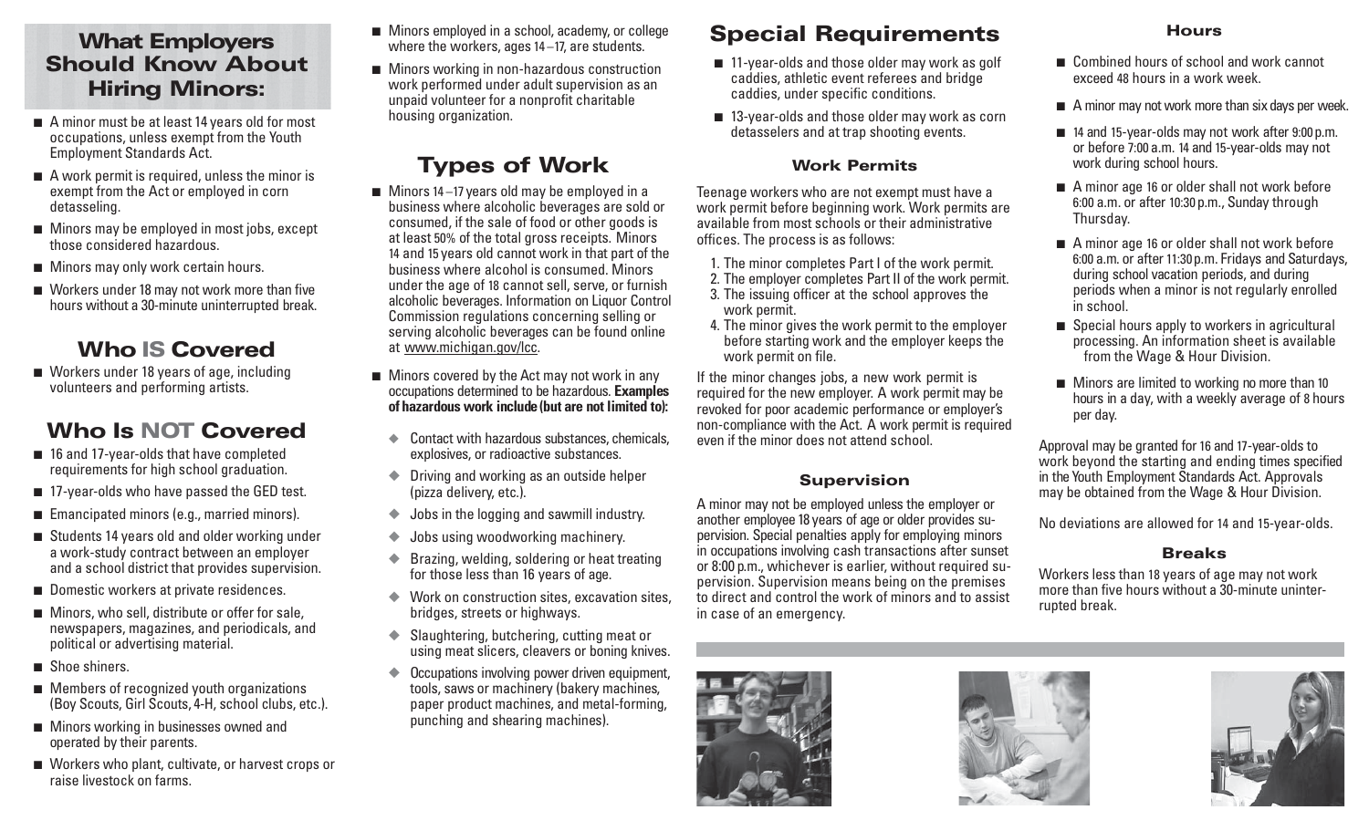## What Employers Should Know About Hiring Minors:

- A minor must be at least 14 years old for most occupations, unless exempt from the Youth Employment Standards Act.
- A work permit is required, unless the minor is exempt from the Act or employed in corn detasseling.
- Minors may be employed in most jobs, except those considered hazardous.
- Minors may only work certain hours.
- Workers under 18 may not work more than five hours without a 30-minute uninterrupted break.

## Who IS Covered

- Workers under 18 years of age, including volunteers and performing artists.

## Who Is NOT Covered

- 16 and 17-year-olds that have completed requirements for high school graduation.
- 17-year-olds who have passed the GED test.
- Emancipated minors (e.g., married minors).
- Students 14 years old and older working under a work-study contract between an employer and a school district that provides supervision.
- Domestic workers at private residences.
- Minors, who sell, distribute or offer for sale, newspapers, magazines, and periodicals, and political or advertising material.
- Shoe shiners.
- Members of recognized youth organizations (Boy Scouts, Girl Scouts, 4-H, school clubs, etc.).
- Minors working in businesses owned and operated by their parents.
- Workers who plant, cultivate, or harvest crops or raise livestock on farms.
- Minors employed in a school, academy, or college where the workers, ages 14–17, are students.
- Minors working in non-hazardous construction work performed under adult supervision as an unpaid volunteer for a nonprofit charitable housing organization.

## Types of Work

- Minors 14–17 years old may be employed in a business where alcoholic beverages are sold or consumed, if the sale of food or other goods is at least 50% of the total gross receipts. Minors 14 and 15 years old cannot work in that part of the business where alcohol is consumed. Minors under the age of 18 cannot sell, serve, or furnish alcoholic beverages. Information on Liquor Control Commission regulations concerning selling or serving alcoholic beverages can be found online at www.michigan.gov/lcc.
- Minors covered by the Act may not work in any occupations determined to be hazardous. **Examples of hazardous work include (but are not limited to):**
  - Contact with hazardous substances, chemicals, explosives, or radioactive substances.
  - Driving and working as an outside helper (pizza delivery, etc.).
  - Jobs in the logging and sawmill industry.
  - Jobs using woodworking machinery.
  - Brazing, welding, soldering or heat treating for those less than 16 years of age.
  - Work on construction sites, excavation sites, bridges, streets or highways.
  - Slaughtering, butchering, cutting meat or using meat slicers, cleavers or boning knives.
  - Occupations involving power driven equipment, tools, saws or machinery (bakery machines, paper product machines, and metal-forming, punching and shearing machines).

## Special Requirements

- 11-year-olds and those older may work as golf caddies, athletic event referees and bridge caddies, under specific conditions.
- 13-year-olds and those older may work as corn detasselers and at trap shooting events.

### Work Permits

Teenage workers who are not exempt must have a work permit before beginning work. Work permits are available from most schools or their administrative offices. The process is as follows:

1. The minor completes Part I of the work permit.
2. The employer completes Part II of the work permit.
3. The issuing officer at the school approves the work permit.
4. The minor gives the work permit to the employer before starting work and the employer keeps the work permit on file.

If the minor changes jobs, a new work permit is required for the new employer. A work permit may be revoked for poor academic performance or employer's non-compliance with the Act. A work permit is required even if the minor does not attend school.

### Supervision

A minor may not be employed unless the employer or another employee 18 years of age or older provides supervision. Special penalties apply for employing minors in occupations involving cash transactions after sunset or 8:00 p.m., whichever is earlier, without required supervision. Supervision means being on the premises to direct and control the work of minors and to assist in case of an emergency.

### Hours

- Combined hours of school and work cannot exceed 48 hours in a work week.
- A minor may not work more than six days per week.
- 14 and 15-year-olds may not work after 9:00 p.m. or before 7:00 a.m. 14 and 15-year-olds may not work during school hours.
- A minor age 16 or older shall not work before 6:00 a.m. or after 10:30 p.m., Sunday through Thursday.
- A minor age 16 or older shall not work before 6:00 a.m. or after 11:30 p.m. Fridays and Saturdays, during school vacation periods, and during periods when a minor is not regularly enrolled in school.
- Special hours apply to workers in agricultural processing. An information sheet is available from the Wage & Hour Division.
- Minors are limited to working no more than 10 hours in a day, with a weekly average of 8 hours per day.

Approval may be granted for 16 and 17-year-olds to work beyond the starting and ending times specified in the Youth Employment Standards Act. Approvals may be obtained from the Wage & Hour Division.

No deviations are allowed for 14 and 15-year-olds.

### Breaks

Workers less than 18 years of age may not work more than five hours without a 30-minute uninterrupted break.